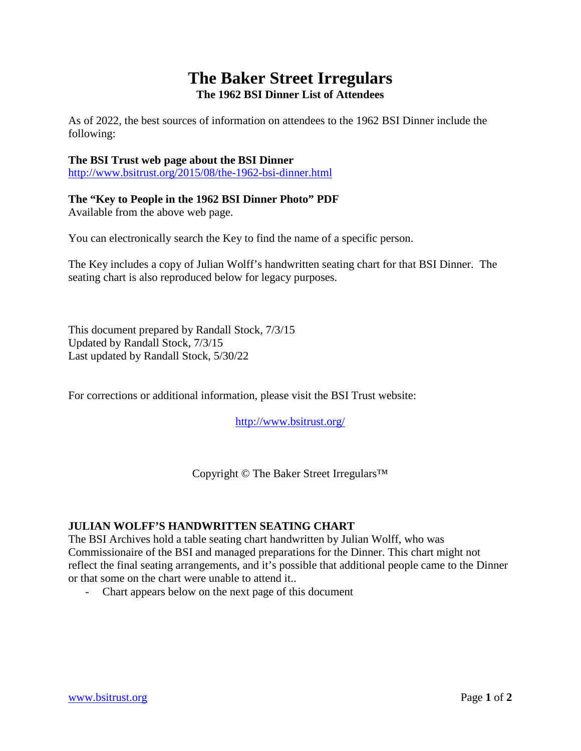# The Baker Street Irregulars

**The 1962 BSI Dinner List of Attendees**

As of 2022, the best sources of information on attendees to the 1962 BSI Dinner include the following:

**The BSI Trust web page about the BSI Dinner**
http://www.bsitrust.org/2015/08/the-1962-bsi-dinner.html

**The "Key to People in the 1962 BSI Dinner Photo" PDF**
Available from the above web page.

You can electronically search the Key to find the name of a specific person.

The Key includes a copy of Julian Wolff's handwritten seating chart for that BSI Dinner. The seating chart is also reproduced below for legacy purposes.

This document prepared by Randall Stock, 7/3/15
Updated by Randall Stock, 7/3/15
Last updated by Randall Stock, 5/30/22

For corrections or additional information, please visit the BSI Trust website:

http://www.bsitrust.org/

Copyright © The Baker Street Irregulars™

**JULIAN WOLFF'S HANDWRITTEN SEATING CHART**

The BSI Archives hold a table seating chart handwritten by Julian Wolff, who was Commissionaire of the BSI and managed preparations for the Dinner. This chart might not reflect the final seating arrangements, and it's possible that additional people came to the Dinner or that some on the chart were unable to attend it..

- Chart appears below on the next page of this document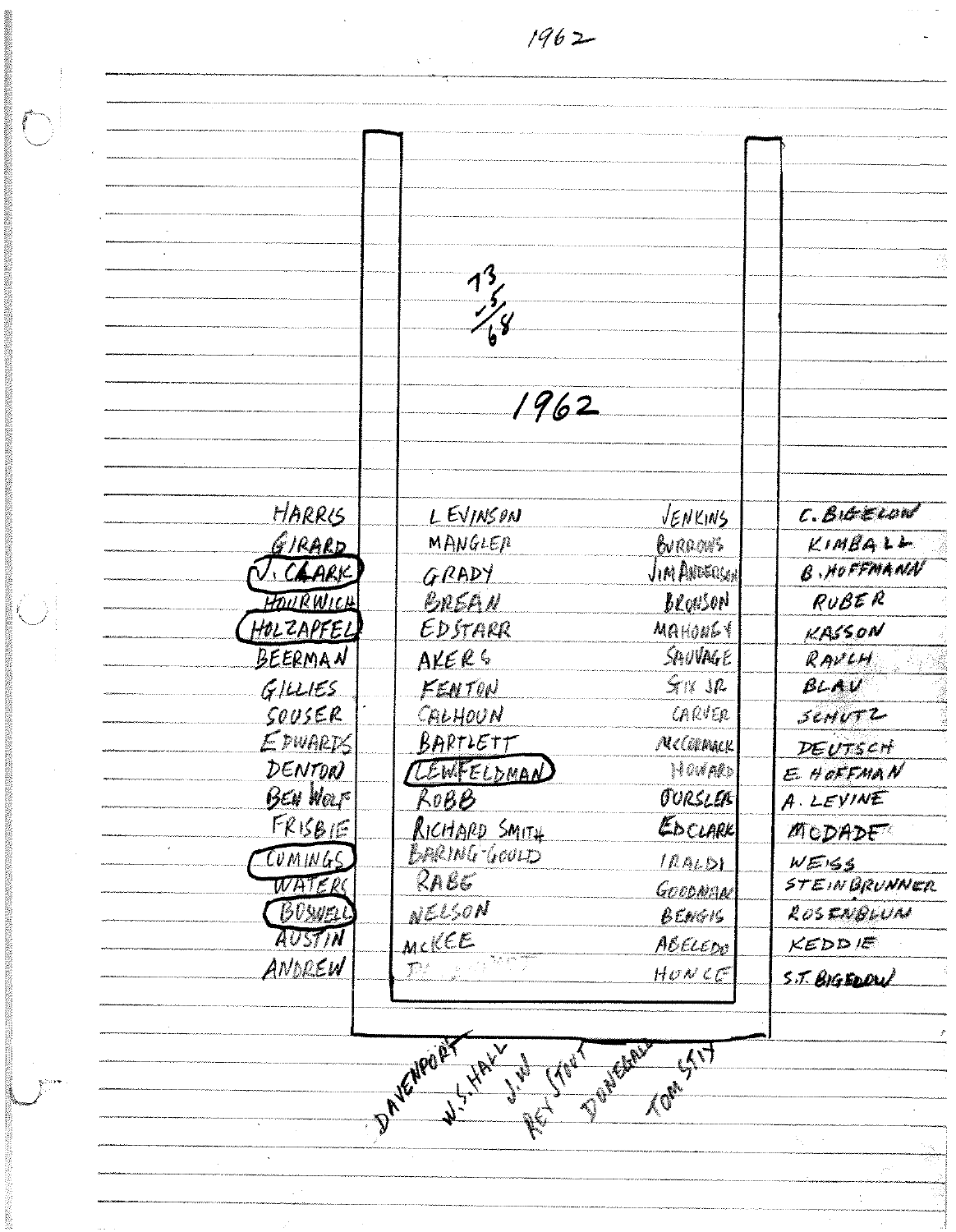1962

73
-5
68

1962

| | | | |
|---|---|---|---|
| HARRIS | LEVINSON | JENKINS | C. BIGELOW |
| GIRARD | MANGLER | BURROWS | KIMBALL |
| J. CLARK | GRADY | JIM ANDERSON | B. HOFFMANN |
| HOURWICH | BREAN | BRONSON | RUBER |
| HOLZAPFEL | ED STARR | MAHONEY | KASSON |
| BEERMAN | AKERS | SAUVAGE | RAUCH |
| GILLIES | FENTON | STIX JR | BLAU |
| SOUSER | CALHOUN | CARVER | SCHUTZ |
| EDWARDS | BARTLETT | McCORMACK | DEUTSCH |
| DENTON | LEW FELDMAN | HOWARD | E. HOFFMAN |
| BEN WOLF | ROBB | OURSLER | A. LEVINE |
| FRISBIE | RICHARD SMITH | ED CLARK | McDADE |
| CUMINGS | BARING-GOULD | IRALDI | WEISS |
| WATERS | RABE | GOODMAN | STEINBRUNNER |
| BOSWELL | NELSON | BENGIS | ROSENBLUM |
| AUSTIN | McKEE | ABELEDO | KEDDIE |
| ANDREW | | HUNCE | S.T. BIGELOW |

DAVENPORT
W.S. HALL
J.W.
REX STOUT
DONEGALL
TOM STIX